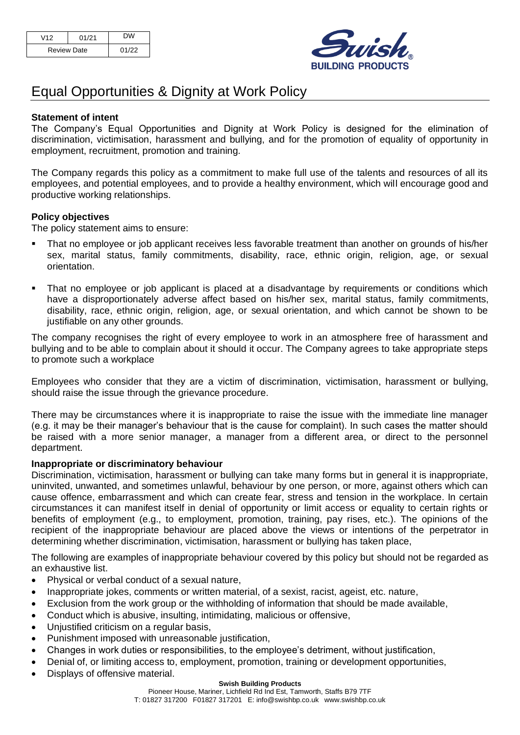| V12 | 01/21 | DW |
| --- | --- | --- |
| Review Date | | 01/22 |

# Equal Opportunities & Dignity at Work Policy

**Statement of intent**

The Company's Equal Opportunities and Dignity at Work Policy is designed for the elimination of discrimination, victimisation, harassment and bullying, and for the promotion of equality of opportunity in employment, recruitment, promotion and training.

The Company regards this policy as a commitment to make full use of the talents and resources of all its employees, and potential employees, and to provide a healthy environment, which will encourage good and productive working relationships.

**Policy objectives**

The policy statement aims to ensure:

- That no employee or job applicant receives less favorable treatment than another on grounds of his/her sex, marital status, family commitments, disability, race, ethnic origin, religion, age, or sexual orientation.
- That no employee or job applicant is placed at a disadvantage by requirements or conditions which have a disproportionately adverse affect based on his/her sex, marital status, family commitments, disability, race, ethnic origin, religion, age, or sexual orientation, and which cannot be shown to be justifiable on any other grounds.

The company recognises the right of every employee to work in an atmosphere free of harassment and bullying and to be able to complain about it should it occur. The Company agrees to take appropriate steps to promote such a workplace

Employees who consider that they are a victim of discrimination, victimisation, harassment or bullying, should raise the issue through the grievance procedure.

There may be circumstances where it is inappropriate to raise the issue with the immediate line manager (e.g. it may be their manager's behaviour that is the cause for complaint). In such cases the matter should be raised with a more senior manager, a manager from a different area, or direct to the personnel department.

**Inappropriate or discriminatory behaviour**

Discrimination, victimisation, harassment or bullying can take many forms but in general it is inappropriate, uninvited, unwanted, and sometimes unlawful, behaviour by one person, or more, against others which can cause offence, embarrassment and which can create fear, stress and tension in the workplace. In certain circumstances it can manifest itself in denial of opportunity or limit access or equality to certain rights or benefits of employment (e.g., to employment, promotion, training, pay rises, etc.). The opinions of the recipient of the inappropriate behaviour are placed above the views or intentions of the perpetrator in determining whether discrimination, victimisation, harassment or bullying has taken place,

The following are examples of inappropriate behaviour covered by this policy but should not be regarded as an exhaustive list.

- Physical or verbal conduct of a sexual nature,
- Inappropriate jokes, comments or written material, of a sexist, racist, ageist, etc. nature,
- Exclusion from the work group or the withholding of information that should be made available,
- Conduct which is abusive, insulting, intimidating, malicious or offensive,
- Unjustified criticism on a regular basis,
- Punishment imposed with unreasonable justification,
- Changes in work duties or responsibilities, to the employee's detriment, without justification,
- Denial of, or limiting access to, employment, promotion, training or development opportunities,
- Displays of offensive material.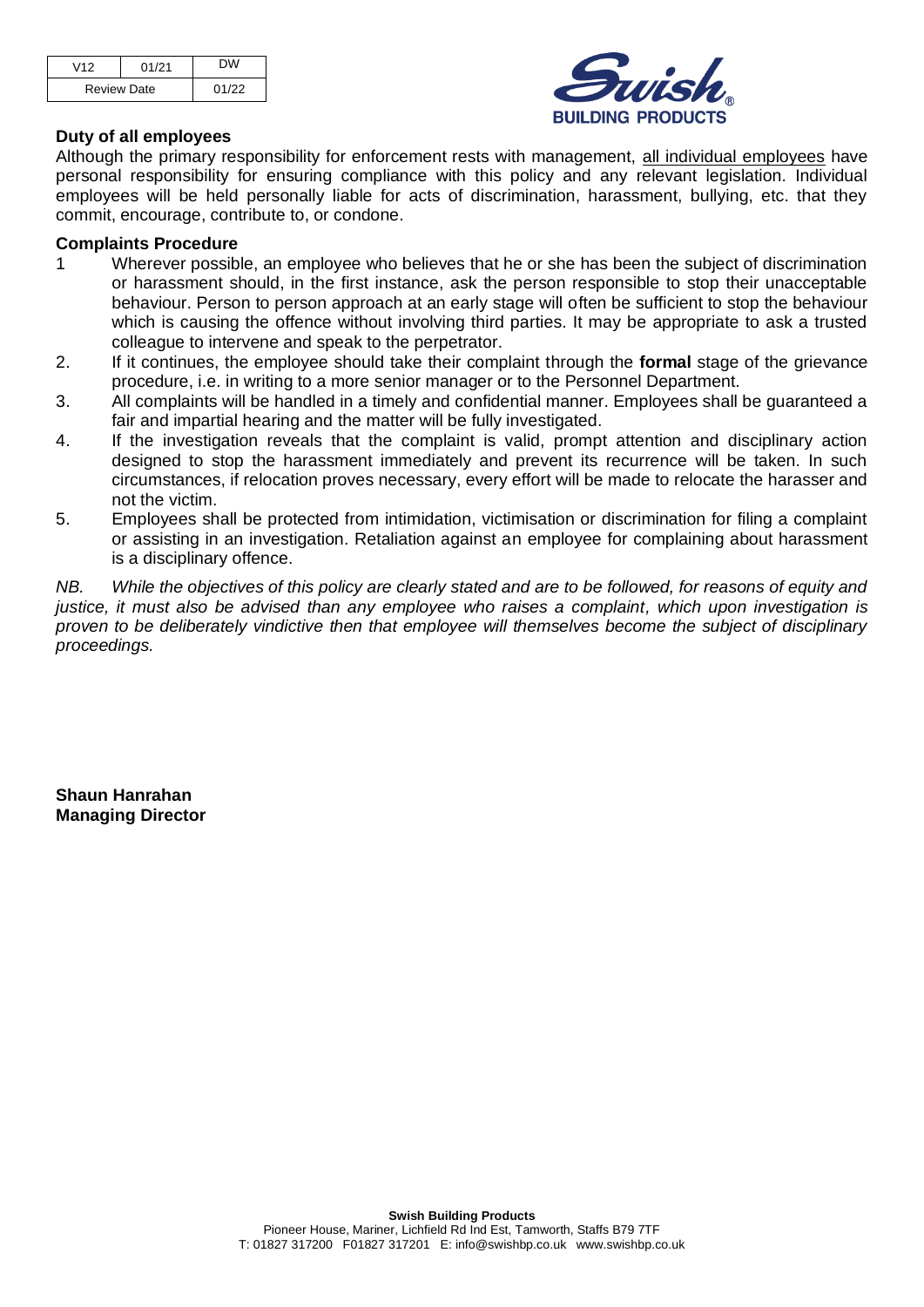| V12 | 01/21 | DW |
| --- | --- | --- |
| Review Date | | 01/22 |

**Duty of all employees**

Although the primary responsibility for enforcement rests with management, all individual employees have personal responsibility for ensuring compliance with this policy and any relevant legislation. Individual employees will be held personally liable for acts of discrimination, harassment, bullying, etc. that they commit, encourage, contribute to, or condone.

**Complaints Procedure**

1. Wherever possible, an employee who believes that he or she has been the subject of discrimination or harassment should, in the first instance, ask the person responsible to stop their unacceptable behaviour. Person to person approach at an early stage will often be sufficient to stop the behaviour which is causing the offence without involving third parties. It may be appropriate to ask a trusted colleague to intervene and speak to the perpetrator.
2. If it continues, the employee should take their complaint through the **formal** stage of the grievance procedure, i.e. in writing to a more senior manager or to the Personnel Department.
3. All complaints will be handled in a timely and confidential manner. Employees shall be guaranteed a fair and impartial hearing and the matter will be fully investigated.
4. If the investigation reveals that the complaint is valid, prompt attention and disciplinary action designed to stop the harassment immediately and prevent its recurrence will be taken. In such circumstances, if relocation proves necessary, every effort will be made to relocate the harasser and not the victim.
5. Employees shall be protected from intimidation, victimisation or discrimination for filing a complaint or assisting in an investigation. Retaliation against an employee for complaining about harassment is a disciplinary offence.

*NB. While the objectives of this policy are clearly stated and are to be followed, for reasons of equity and justice, it must also be advised than any employee who raises a complaint, which upon investigation is proven to be deliberately vindictive then that employee will themselves become the subject of disciplinary proceedings.*

**Shaun Hanrahan**
**Managing Director**

**Swish Building Products**
Pioneer House, Mariner, Lichfield Rd Ind Est, Tamworth, Staffs B79 7TF
T: 01827 317200 F01827 317201 E: info@swishbp.co.uk www.swishbp.co.uk